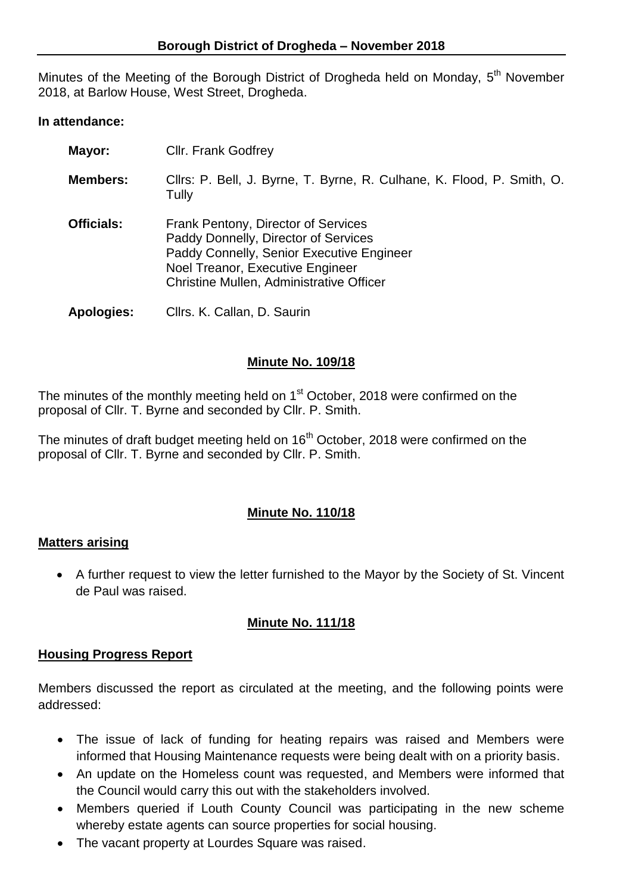## Borough District of Drogheda – November 2018

Minutes of the Meeting of the Borough District of Drogheda held on Monday, 5th November 2018, at Barlow House, West Street, Drogheda.

**In attendance:**

| | |
|---|---|
| **Mayor:** | Cllr. Frank Godfrey |
| **Members:** | Cllrs: P. Bell, J. Byrne, T. Byrne, R. Culhane, K. Flood, P. Smith, O. Tully |
| **Officials:** | Frank Pentony, Director of Services<br>Paddy Donnelly, Director of Services<br>Paddy Connelly, Senior Executive Engineer<br>Noel Treanor, Executive Engineer<br>Christine Mullen, Administrative Officer |
| **Apologies:** | Cllrs. K. Callan, D. Saurin |

### Minute No. 109/18

The minutes of the monthly meeting held on 1st October, 2018 were confirmed on the proposal of Cllr. T. Byrne and seconded by Cllr. P. Smith.

The minutes of draft budget meeting held on 16th October, 2018 were confirmed on the proposal of Cllr. T. Byrne and seconded by Cllr. P. Smith.

### Minute No. 110/18

**Matters arising**

- A further request to view the letter furnished to the Mayor by the Society of St. Vincent de Paul was raised.

### Minute No. 111/18

**Housing Progress Report**

Members discussed the report as circulated at the meeting, and the following points were addressed:

- The issue of lack of funding for heating repairs was raised and Members were informed that Housing Maintenance requests were being dealt with on a priority basis.
- An update on the Homeless count was requested, and Members were informed that the Council would carry this out with the stakeholders involved.
- Members queried if Louth County Council was participating in the new scheme whereby estate agents can source properties for social housing.
- The vacant property at Lourdes Square was raised.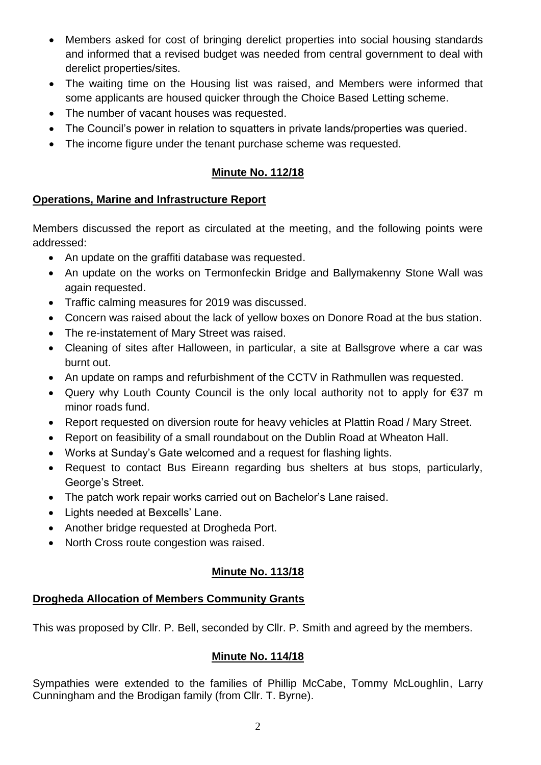- Members asked for cost of bringing derelict properties into social housing standards and informed that a revised budget was needed from central government to deal with derelict properties/sites.
- The waiting time on the Housing list was raised, and Members were informed that some applicants are housed quicker through the Choice Based Letting scheme.
- The number of vacant houses was requested.
- The Council's power in relation to squatters in private lands/properties was queried.
- The income figure under the tenant purchase scheme was requested.

## **Minute No. 112/18**

**Operations, Marine and Infrastructure Report**

Members discussed the report as circulated at the meeting, and the following points were addressed:

- An update on the graffiti database was requested.
- An update on the works on Termonfeckin Bridge and Ballymakenny Stone Wall was again requested.
- Traffic calming measures for 2019 was discussed.
- Concern was raised about the lack of yellow boxes on Donore Road at the bus station.
- The re-instatement of Mary Street was raised.
- Cleaning of sites after Halloween, in particular, a site at Ballsgrove where a car was burnt out.
- An update on ramps and refurbishment of the CCTV in Rathmullen was requested.
- Query why Louth County Council is the only local authority not to apply for €37 m minor roads fund.
- Report requested on diversion route for heavy vehicles at Plattin Road / Mary Street.
- Report on feasibility of a small roundabout on the Dublin Road at Wheaton Hall.
- Works at Sunday's Gate welcomed and a request for flashing lights.
- Request to contact Bus Eireann regarding bus shelters at bus stops, particularly, George's Street.
- The patch work repair works carried out on Bachelor's Lane raised.
- Lights needed at Bexcells' Lane.
- Another bridge requested at Drogheda Port.
- North Cross route congestion was raised.

## **Minute No. 113/18**

**Drogheda Allocation of Members Community Grants**

This was proposed by Cllr. P. Bell, seconded by Cllr. P. Smith and agreed by the members.

## **Minute No. 114/18**

Sympathies were extended to the families of Phillip McCabe, Tommy McLoughlin, Larry Cunningham and the Brodigan family (from Cllr. T. Byrne).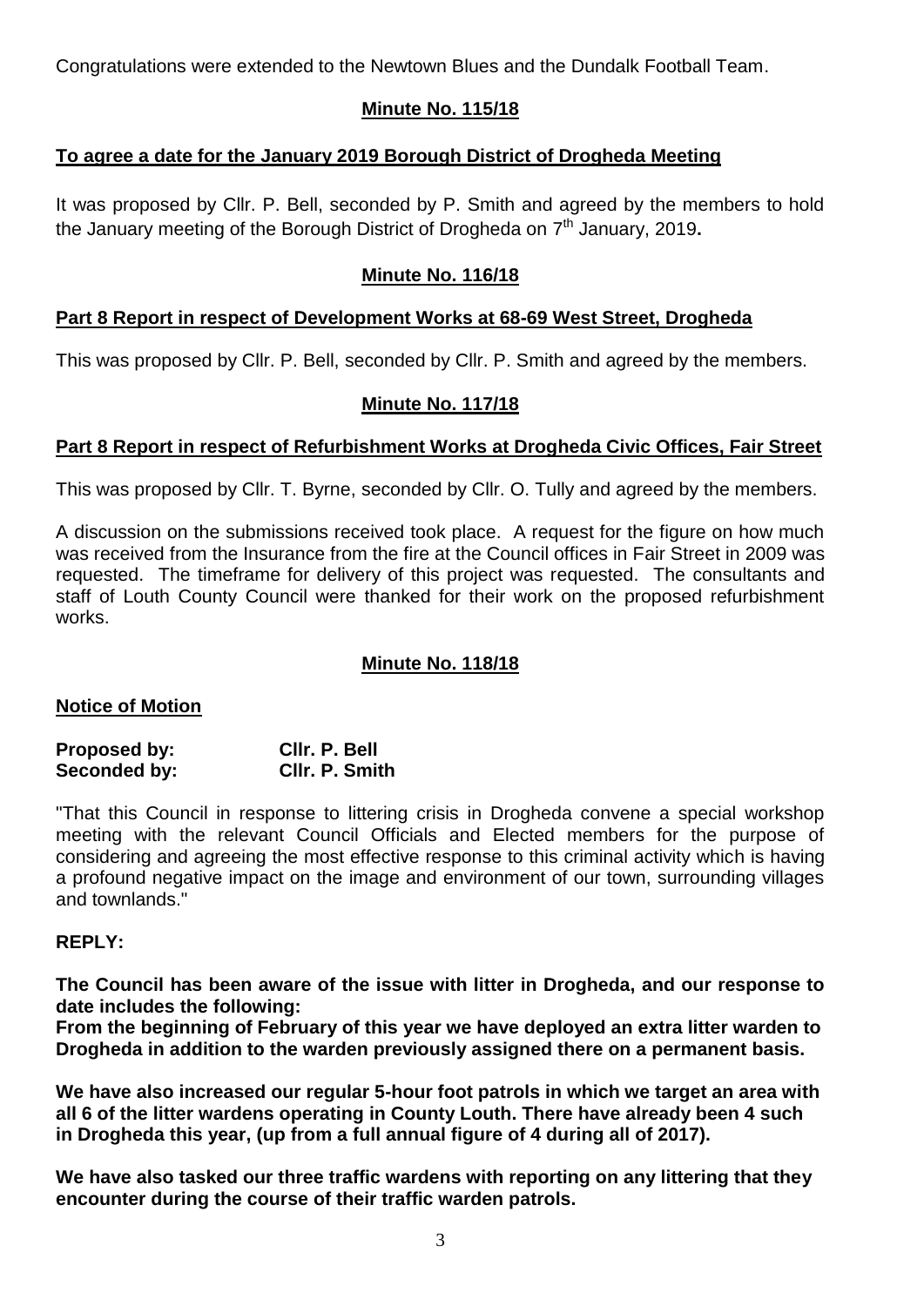Congratulations were extended to the Newtown Blues and the Dundalk Football Team.

## Minute No. 115/18

### To agree a date for the January 2019 Borough District of Drogheda Meeting

It was proposed by Cllr. P. Bell, seconded by P. Smith and agreed by the members to hold the January meeting of the Borough District of Drogheda on 7th January, 2019**.**

## Minute No. 116/18

### Part 8 Report in respect of Development Works at 68-69 West Street, Drogheda

This was proposed by Cllr. P. Bell, seconded by Cllr. P. Smith and agreed by the members.

## Minute No. 117/18

### Part 8 Report in respect of Refurbishment Works at Drogheda Civic Offices, Fair Street

This was proposed by Cllr. T. Byrne, seconded by Cllr. O. Tully and agreed by the members.

A discussion on the submissions received took place. A request for the figure on how much was received from the Insurance from the fire at the Council offices in Fair Street in 2009 was requested. The timeframe for delivery of this project was requested. The consultants and staff of Louth County Council were thanked for their work on the proposed refurbishment works.

## Minute No. 118/18

### Notice of Motion

**Proposed by:** **Cllr. P. Bell**
**Seconded by:** **Cllr. P. Smith**

"That this Council in response to littering crisis in Drogheda convene a special workshop meeting with the relevant Council Officials and Elected members for the purpose of considering and agreeing the most effective response to this criminal activity which is having a profound negative impact on the image and environment of our town, surrounding villages and townlands."

**REPLY:**

**The Council has been aware of the issue with litter in Drogheda, and our response to date includes the following:**
**From the beginning of February of this year we have deployed an extra litter warden to Drogheda in addition to the warden previously assigned there on a permanent basis.**

**We have also increased our regular 5-hour foot patrols in which we target an area with all 6 of the litter wardens operating in County Louth. There have already been 4 such in Drogheda this year, (up from a full annual figure of 4 during all of 2017).**

**We have also tasked our three traffic wardens with reporting on any littering that they encounter during the course of their traffic warden patrols.**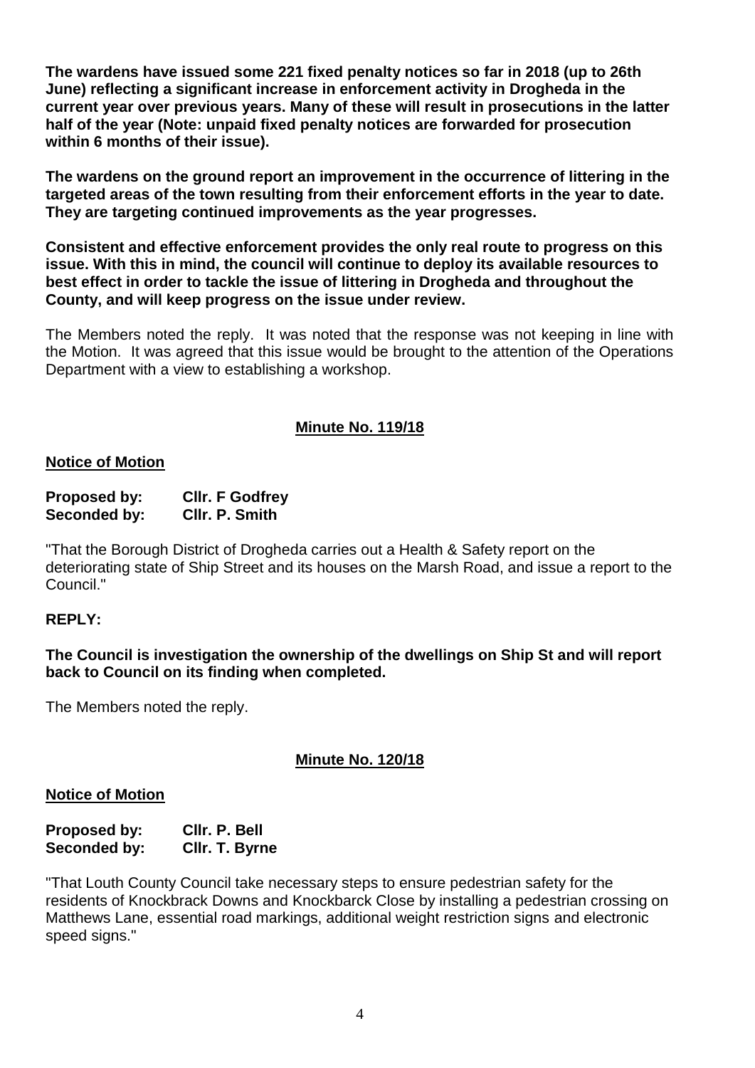**The wardens have issued some 221 fixed penalty notices so far in 2018 (up to 26th June) reflecting a significant increase in enforcement activity in Drogheda in the current year over previous years. Many of these will result in prosecutions in the latter half of the year (Note: unpaid fixed penalty notices are forwarded for prosecution within 6 months of their issue).**

**The wardens on the ground report an improvement in the occurrence of littering in the targeted areas of the town resulting from their enforcement efforts in the year to date. They are targeting continued improvements as the year progresses.**

**Consistent and effective enforcement provides the only real route to progress on this issue. With this in mind, the council will continue to deploy its available resources to best effect in order to tackle the issue of littering in Drogheda and throughout the County, and will keep progress on the issue under review.**

The Members noted the reply. It was noted that the response was not keeping in line with the Motion. It was agreed that this issue would be brought to the attention of the Operations Department with a view to establishing a workshop.

## Minute No. 119/18

**Notice of Motion**

**Proposed by: Cllr. F Godfrey**
**Seconded by: Cllr. P. Smith**

"That the Borough District of Drogheda carries out a Health & Safety report on the deteriorating state of Ship Street and its houses on the Marsh Road, and issue a report to the Council."

**REPLY:**

**The Council is investigation the ownership of the dwellings on Ship St and will report back to Council on its finding when completed.**

The Members noted the reply.

## Minute No. 120/18

**Notice of Motion**

**Proposed by: Cllr. P. Bell**
**Seconded by: Cllr. T. Byrne**

"That Louth County Council take necessary steps to ensure pedestrian safety for the residents of Knockbrack Downs and Knockbarck Close by installing a pedestrian crossing on Matthews Lane, essential road markings, additional weight restriction signs and electronic speed signs."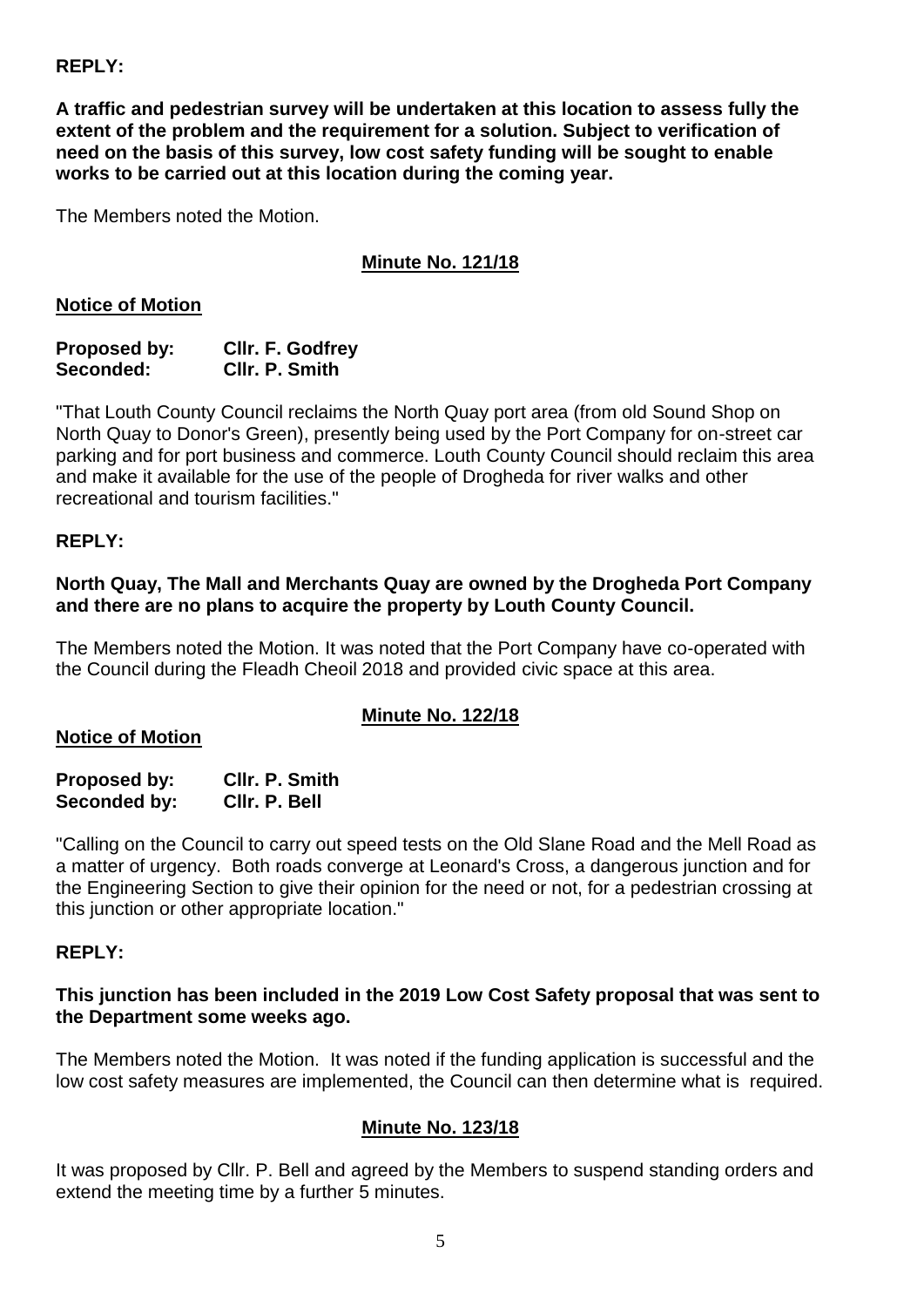**REPLY:**

**A traffic and pedestrian survey will be undertaken at this location to assess fully the extent of the problem and the requirement for a solution. Subject to verification of need on the basis of this survey, low cost safety funding will be sought to enable works to be carried out at this location during the coming year.**

The Members noted the Motion.

## **Minute No. 121/18**

**Notice of Motion**

**Proposed by:** **Cllr. F. Godfrey**
**Seconded:** **Cllr. P. Smith**

"That Louth County Council reclaims the North Quay port area (from old Sound Shop on North Quay to Donor's Green), presently being used by the Port Company for on-street car parking and for port business and commerce. Louth County Council should reclaim this area and make it available for the use of the people of Drogheda for river walks and other recreational and tourism facilities."

**REPLY:**

**North Quay, The Mall and Merchants Quay are owned by the Drogheda Port Company and there are no plans to acquire the property by Louth County Council.**

The Members noted the Motion. It was noted that the Port Company have co-operated with the Council during the Fleadh Cheoil 2018 and provided civic space at this area.

## **Minute No. 122/18**

**Notice of Motion**

**Proposed by:** **Cllr. P. Smith**
**Seconded by:** **Cllr. P. Bell**

"Calling on the Council to carry out speed tests on the Old Slane Road and the Mell Road as a matter of urgency. Both roads converge at Leonard's Cross, a dangerous junction and for the Engineering Section to give their opinion for the need or not, for a pedestrian crossing at this junction or other appropriate location."

**REPLY:**

**This junction has been included in the 2019 Low Cost Safety proposal that was sent to the Department some weeks ago.**

The Members noted the Motion. It was noted if the funding application is successful and the low cost safety measures are implemented, the Council can then determine what is required.

## **Minute No. 123/18**

It was proposed by Cllr. P. Bell and agreed by the Members to suspend standing orders and extend the meeting time by a further 5 minutes.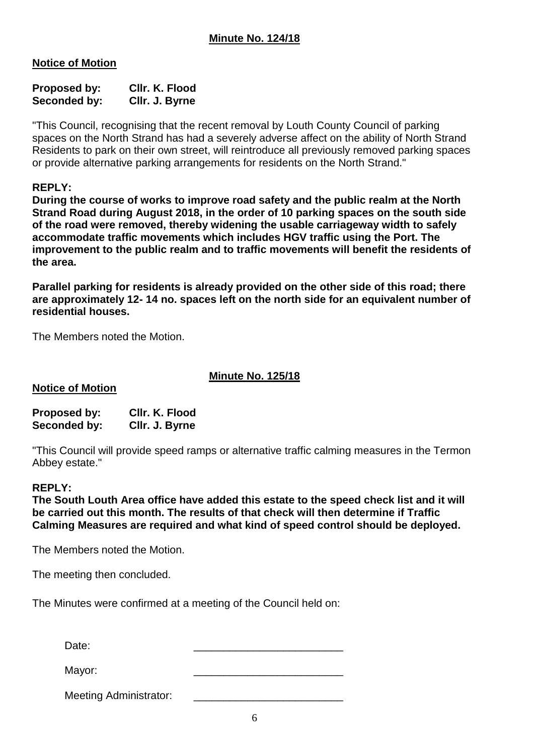**Minute No. 124/18**

**Notice of Motion**

**Proposed by:** **Cllr. K. Flood**
**Seconded by:** **Cllr. J. Byrne**

"This Council, recognising that the recent removal by Louth County Council of parking spaces on the North Strand has had a severely adverse affect on the ability of North Strand Residents to park on their own street, will reintroduce all previously removed parking spaces or provide alternative parking arrangements for residents on the North Strand."

**REPLY:**

**During the course of works to improve road safety and the public realm at the North Strand Road during August 2018, in the order of 10 parking spaces on the south side of the road were removed, thereby widening the usable carriageway width to safely accommodate traffic movements which includes HGV traffic using the Port. The improvement to the public realm and to traffic movements will benefit the residents of the area.**

**Parallel parking for residents is already provided on the other side of this road; there are approximately 12- 14 no. spaces left on the north side for an equivalent number of residential houses.**

The Members noted the Motion.

**Minute No. 125/18**

**Notice of Motion**

**Proposed by:** **Cllr. K. Flood**
**Seconded by:** **Cllr. J. Byrne**

"This Council will provide speed ramps or alternative traffic calming measures in the Termon Abbey estate."

**REPLY:**

**The South Louth Area office have added this estate to the speed check list and it will be carried out this month. The results of that check will then determine if Traffic Calming Measures are required and what kind of speed control should be deployed.**

The Members noted the Motion.

The meeting then concluded.

The Minutes were confirmed at a meeting of the Council held on:

Date: _________________________

Mayor: _________________________

Meeting Administrator: _________________________